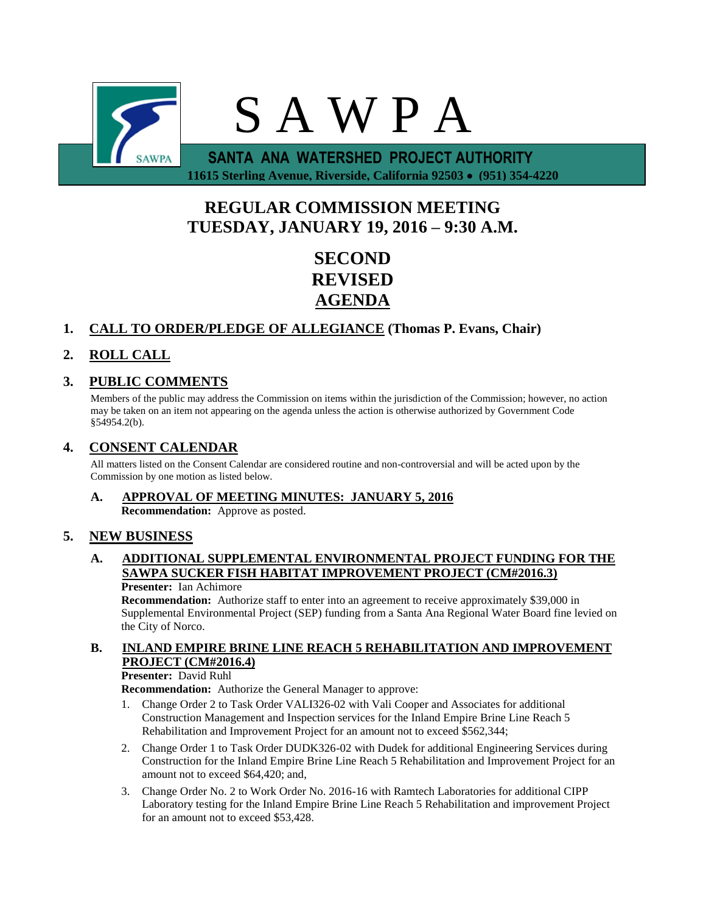# S A W P A

**SANTA ANA WATERSHED PROJECT AUTHORITY**

**11615 Sterling Avenue, Riverside, California 92503 • (951) 354-4220**

## REGULAR COMMISSION MEETING
## TUESDAY, JANUARY 19, 2016 – 9:30 A.M.

## SECOND REVISED AGENDA

### 1. CALL TO ORDER/PLEDGE OF ALLEGIANCE (Thomas P. Evans, Chair)

### 2. ROLL CALL

### 3. PUBLIC COMMENTS

Members of the public may address the Commission on items within the jurisdiction of the Commission; however, no action may be taken on an item not appearing on the agenda unless the action is otherwise authorized by Government Code §54954.2(b).

### 4. CONSENT CALENDAR

All matters listed on the Consent Calendar are considered routine and non-controversial and will be acted upon by the Commission by one motion as listed below.

**A. APPROVAL OF MEETING MINUTES: JANUARY 5, 2016**
**Recommendation:** Approve as posted.

### 5. NEW BUSINESS

**A. ADDITIONAL SUPPLEMENTAL ENVIRONMENTAL PROJECT FUNDING FOR THE SAWPA SUCKER FISH HABITAT IMPROVEMENT PROJECT (CM#2016.3)**
**Presenter:** Ian Achimore
**Recommendation:** Authorize staff to enter into an agreement to receive approximately $39,000 in Supplemental Environmental Project (SEP) funding from a Santa Ana Regional Water Board fine levied on the City of Norco.

**B. INLAND EMPIRE BRINE LINE REACH 5 REHABILITATION AND IMPROVEMENT PROJECT (CM#2016.4)**
**Presenter:** David Ruhl
**Recommendation:** Authorize the General Manager to approve:

1. Change Order 2 to Task Order VALI326-02 with Vali Cooper and Associates for additional Construction Management and Inspection services for the Inland Empire Brine Line Reach 5 Rehabilitation and Improvement Project for an amount not to exceed $562,344;
2. Change Order 1 to Task Order DUDK326-02 with Dudek for additional Engineering Services during Construction for the Inland Empire Brine Line Reach 5 Rehabilitation and Improvement Project for an amount not to exceed $64,420; and,
3. Change Order No. 2 to Work Order No. 2016-16 with Ramtech Laboratories for additional CIPP Laboratory testing for the Inland Empire Brine Line Reach 5 Rehabilitation and improvement Project for an amount not to exceed $53,428.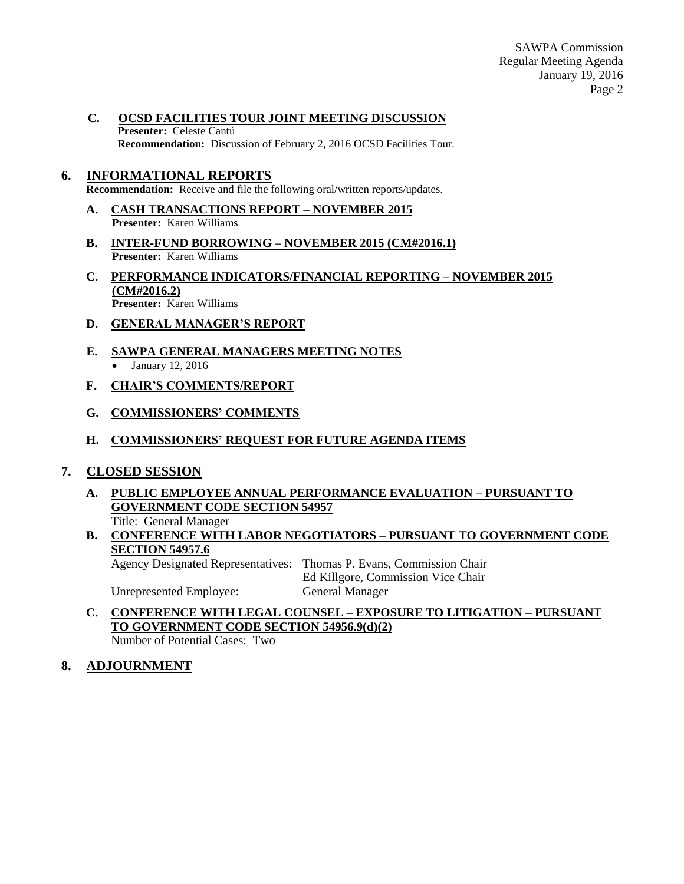**C. OCSD FACILITIES TOUR JOINT MEETING DISCUSSION**
**Presenter:** Celeste Cantú
**Recommendation:** Discussion of February 2, 2016 OCSD Facilities Tour.

## 6. INFORMATIONAL REPORTS

**Recommendation:** Receive and file the following oral/written reports/updates.

**A. CASH TRANSACTIONS REPORT – NOVEMBER 2015**
**Presenter:** Karen Williams

**B. INTER-FUND BORROWING – NOVEMBER 2015 (CM#2016.1)**
**Presenter:** Karen Williams

**C. PERFORMANCE INDICATORS/FINANCIAL REPORTING – NOVEMBER 2015 (CM#2016.2)**
**Presenter:** Karen Williams

**D. GENERAL MANAGER'S REPORT**

**E. SAWPA GENERAL MANAGERS MEETING NOTES**

- January 12, 2016

**F. CHAIR'S COMMENTS/REPORT**

**G. COMMISSIONERS' COMMENTS**

**H. COMMISSIONERS' REQUEST FOR FUTURE AGENDA ITEMS**

## 7. CLOSED SESSION

**A. PUBLIC EMPLOYEE ANNUAL PERFORMANCE EVALUATION – PURSUANT TO GOVERNMENT CODE SECTION 54957**
Title: General Manager

**B. CONFERENCE WITH LABOR NEGOTIATORS – PURSUANT TO GOVERNMENT CODE SECTION 54957.6**
Agency Designated Representatives: Thomas P. Evans, Commission Chair
Ed Killgore, Commission Vice Chair
Unrepresented Employee: General Manager

**C. CONFERENCE WITH LEGAL COUNSEL – EXPOSURE TO LITIGATION – PURSUANT TO GOVERNMENT CODE SECTION 54956.9(d)(2)**
Number of Potential Cases: Two

## 8. ADJOURNMENT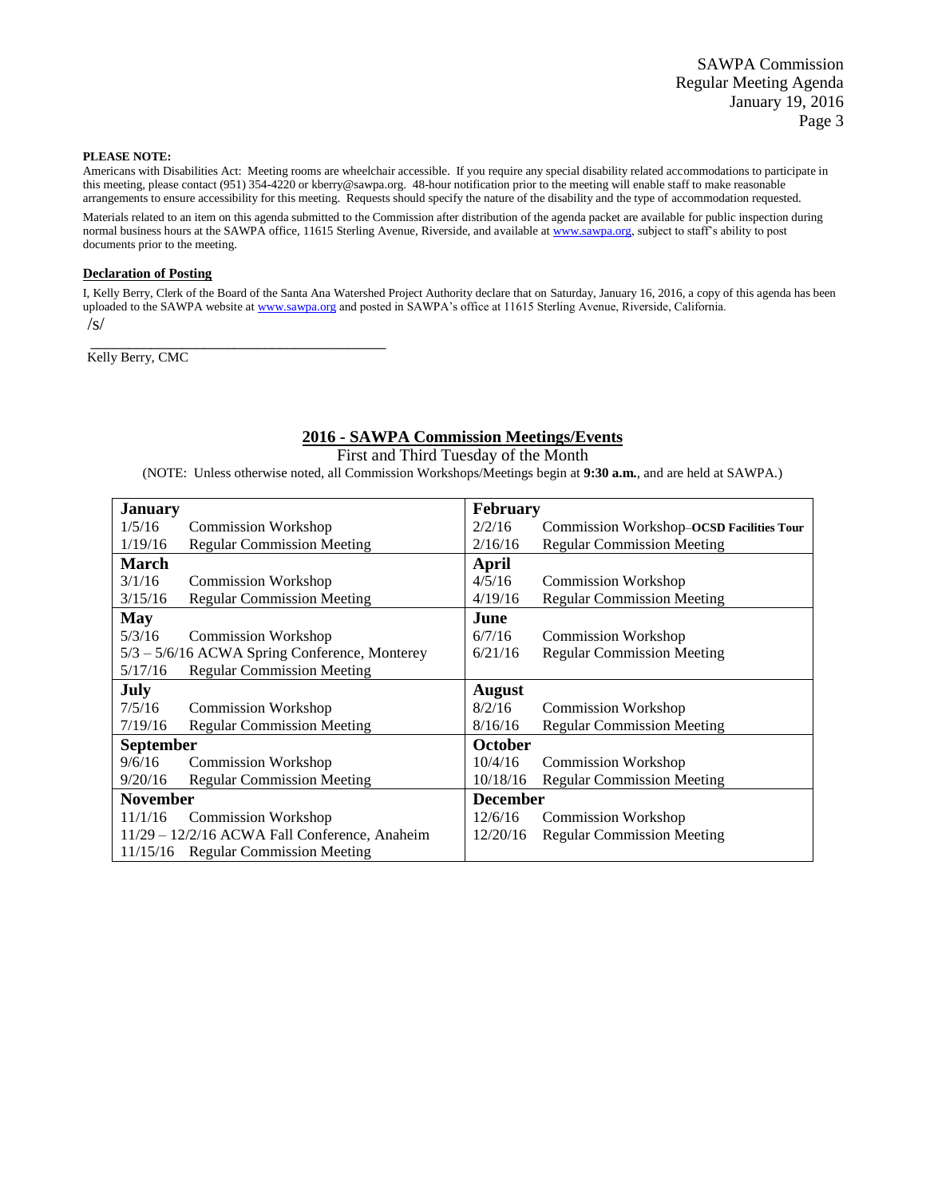**PLEASE NOTE:**

Americans with Disabilities Act: Meeting rooms are wheelchair accessible. If you require any special disability related accommodations to participate in this meeting, please contact (951) 354-4220 or kberry@sawpa.org. 48-hour notification prior to the meeting will enable staff to make reasonable arrangements to ensure accessibility for this meeting. Requests should specify the nature of the disability and the type of accommodation requested.

Materials related to an item on this agenda submitted to the Commission after distribution of the agenda packet are available for public inspection during normal business hours at the SAWPA office, 11615 Sterling Avenue, Riverside, and available at www.sawpa.org, subject to staff's ability to post documents prior to the meeting.

**Declaration of Posting**

I, Kelly Berry, Clerk of the Board of the Santa Ana Watershed Project Authority declare that on Saturday, January 16, 2016, a copy of this agenda has been uploaded to the SAWPA website at www.sawpa.org and posted in SAWPA's office at 11615 Sterling Avenue, Riverside, California.

/s/

\_\_\_\_\_\_\_\_\_\_\_\_\_\_\_\_\_\_\_\_\_\_\_\_\_\_\_\_\_\_\_\_\_\_\_\_\_\_\_\_

Kelly Berry, CMC

## 2016 - SAWPA Commission Meetings/Events

First and Third Tuesday of the Month

(NOTE: Unless otherwise noted, all Commission Workshops/Meetings begin at **9:30 a.m.**, and are held at SAWPA.)

| | |
|---|---|
| **January** | **February** |
| 1/5/16 Commission Workshop | 2/2/16 Commission Workshop–**OCSD Facilities Tour** |
| 1/19/16 Regular Commission Meeting | 2/16/16 Regular Commission Meeting |
| **March** | **April** |
| 3/1/16 Commission Workshop | 4/5/16 Commission Workshop |
| 3/15/16 Regular Commission Meeting | 4/19/16 Regular Commission Meeting |
| **May** | **June** |
| 5/3/16 Commission Workshop | 6/7/16 Commission Workshop |
| 5/3 – 5/6/16 ACWA Spring Conference, Monterey | 6/21/16 Regular Commission Meeting |
| 5/17/16 Regular Commission Meeting | |
| **July** | **August** |
| 7/5/16 Commission Workshop | 8/2/16 Commission Workshop |
| 7/19/16 Regular Commission Meeting | 8/16/16 Regular Commission Meeting |
| **September** | **October** |
| 9/6/16 Commission Workshop | 10/4/16 Commission Workshop |
| 9/20/16 Regular Commission Meeting | 10/18/16 Regular Commission Meeting |
| **November** | **December** |
| 11/1/16 Commission Workshop | 12/6/16 Commission Workshop |
| 11/29 – 12/2/16 ACWA Fall Conference, Anaheim | 12/20/16 Regular Commission Meeting |
| 11/15/16 Regular Commission Meeting | |